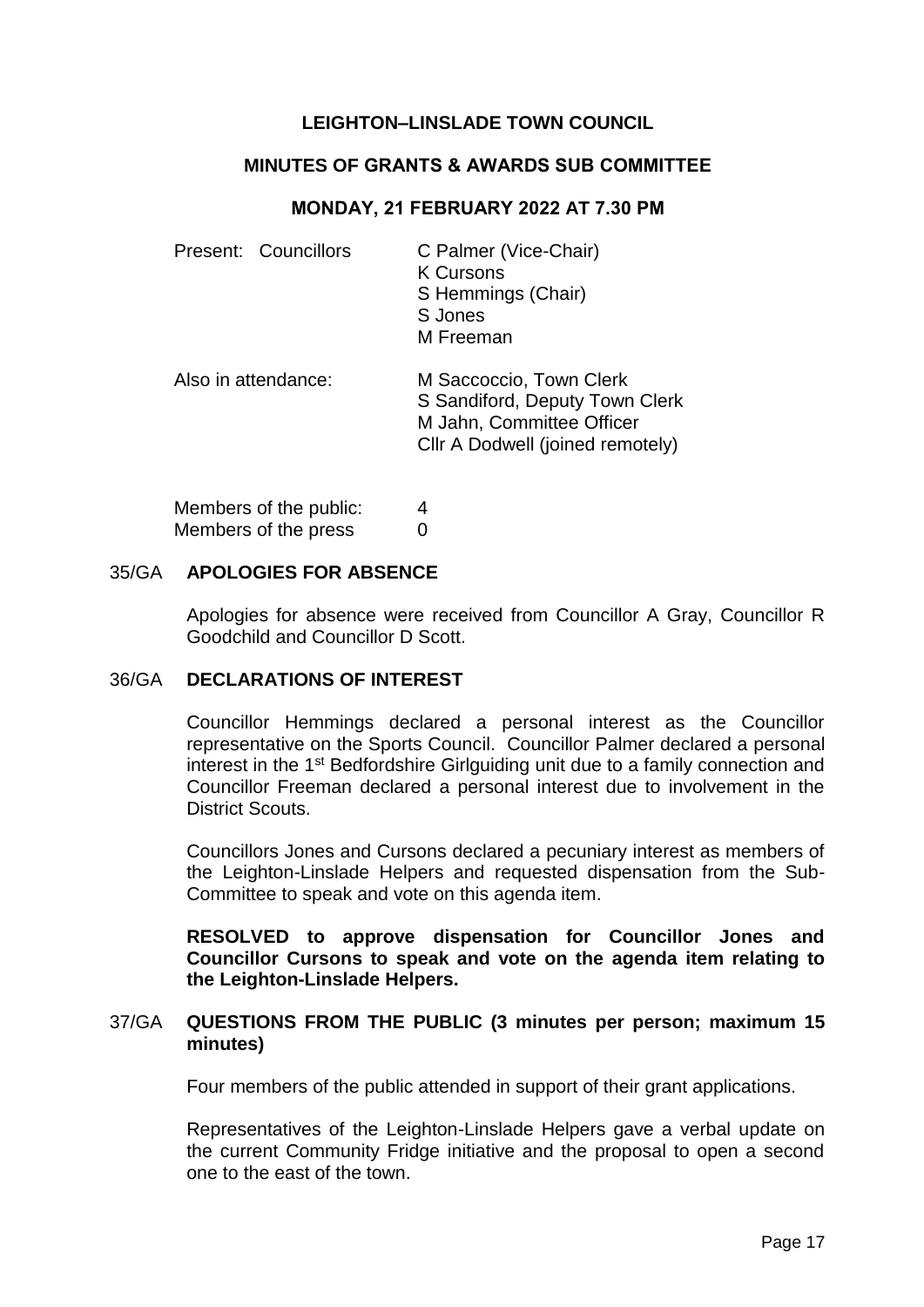# LEIGHTON–LINSLADE TOWN COUNCIL

## MINUTES OF GRANTS & AWARDS SUB COMMITTEE

### MONDAY, 21 FEBRUARY 2022 AT 7.30 PM

Present: Councillors
C Palmer (Vice-Chair)
K Cursons
S Hemmings (Chair)
S Jones
M Freeman

Also in attendance:
M Saccoccio, Town Clerk
S Sandiford, Deputy Town Clerk
M Jahn, Committee Officer
Cllr A Dodwell (joined remotely)

Members of the public: 4
Members of the press 0

### 35/GA APOLOGIES FOR ABSENCE

Apologies for absence were received from Councillor A Gray, Councillor R Goodchild and Councillor D Scott.

### 36/GA DECLARATIONS OF INTEREST

Councillor Hemmings declared a personal interest as the Councillor representative on the Sports Council. Councillor Palmer declared a personal interest in the 1st Bedfordshire Girlguiding unit due to a family connection and Councillor Freeman declared a personal interest due to involvement in the District Scouts.

Councillors Jones and Cursons declared a pecuniary interest as members of the Leighton-Linslade Helpers and requested dispensation from the Sub-Committee to speak and vote on this agenda item.

**RESOLVED to approve dispensation for Councillor Jones and Councillor Cursons to speak and vote on the agenda item relating to the Leighton-Linslade Helpers.**

### 37/GA QUESTIONS FROM THE PUBLIC (3 minutes per person; maximum 15 minutes)

Four members of the public attended in support of their grant applications.

Representatives of the Leighton-Linslade Helpers gave a verbal update on the current Community Fridge initiative and the proposal to open a second one to the east of the town.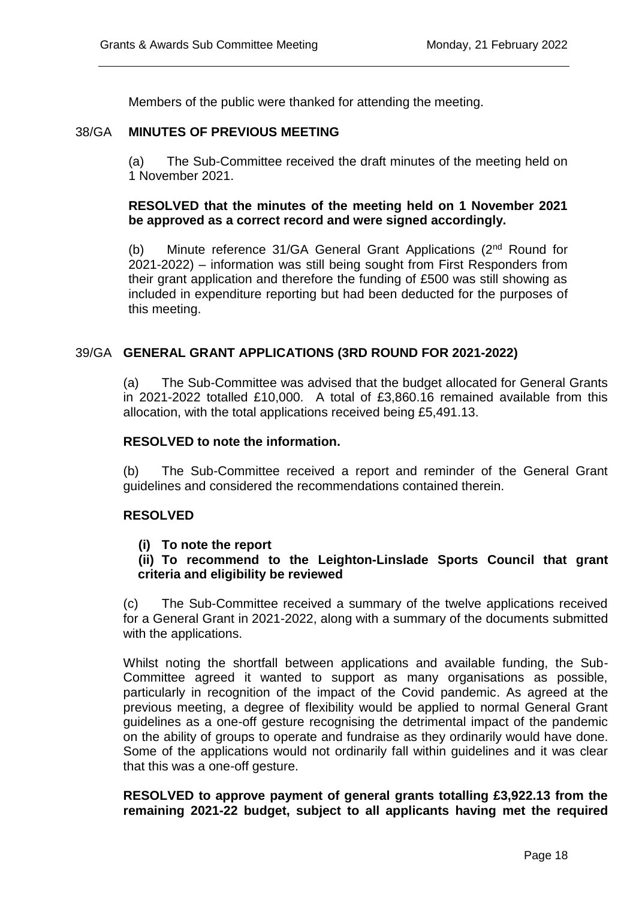Members of the public were thanked for attending the meeting.

## 38/GA MINUTES OF PREVIOUS MEETING

(a) The Sub-Committee received the draft minutes of the meeting held on 1 November 2021.

**RESOLVED that the minutes of the meeting held on 1 November 2021 be approved as a correct record and were signed accordingly.**

(b) Minute reference 31/GA General Grant Applications (2nd Round for 2021-2022) – information was still being sought from First Responders from their grant application and therefore the funding of £500 was still showing as included in expenditure reporting but had been deducted for the purposes of this meeting.

## 39/GA GENERAL GRANT APPLICATIONS (3RD ROUND FOR 2021-2022)

(a) The Sub-Committee was advised that the budget allocated for General Grants in 2021-2022 totalled £10,000. A total of £3,860.16 remained available from this allocation, with the total applications received being £5,491.13.

**RESOLVED to note the information.**

(b) The Sub-Committee received a report and reminder of the General Grant guidelines and considered the recommendations contained therein.

**RESOLVED**

**(i) To note the report**
**(ii) To recommend to the Leighton-Linslade Sports Council that grant criteria and eligibility be reviewed**

(c) The Sub-Committee received a summary of the twelve applications received for a General Grant in 2021-2022, along with a summary of the documents submitted with the applications.

Whilst noting the shortfall between applications and available funding, the Sub-Committee agreed it wanted to support as many organisations as possible, particularly in recognition of the impact of the Covid pandemic. As agreed at the previous meeting, a degree of flexibility would be applied to normal General Grant guidelines as a one-off gesture recognising the detrimental impact of the pandemic on the ability of groups to operate and fundraise as they ordinarily would have done. Some of the applications would not ordinarily fall within guidelines and it was clear that this was a one-off gesture.

**RESOLVED to approve payment of general grants totalling £3,922.13 from the remaining 2021-22 budget, subject to all applicants having met the required**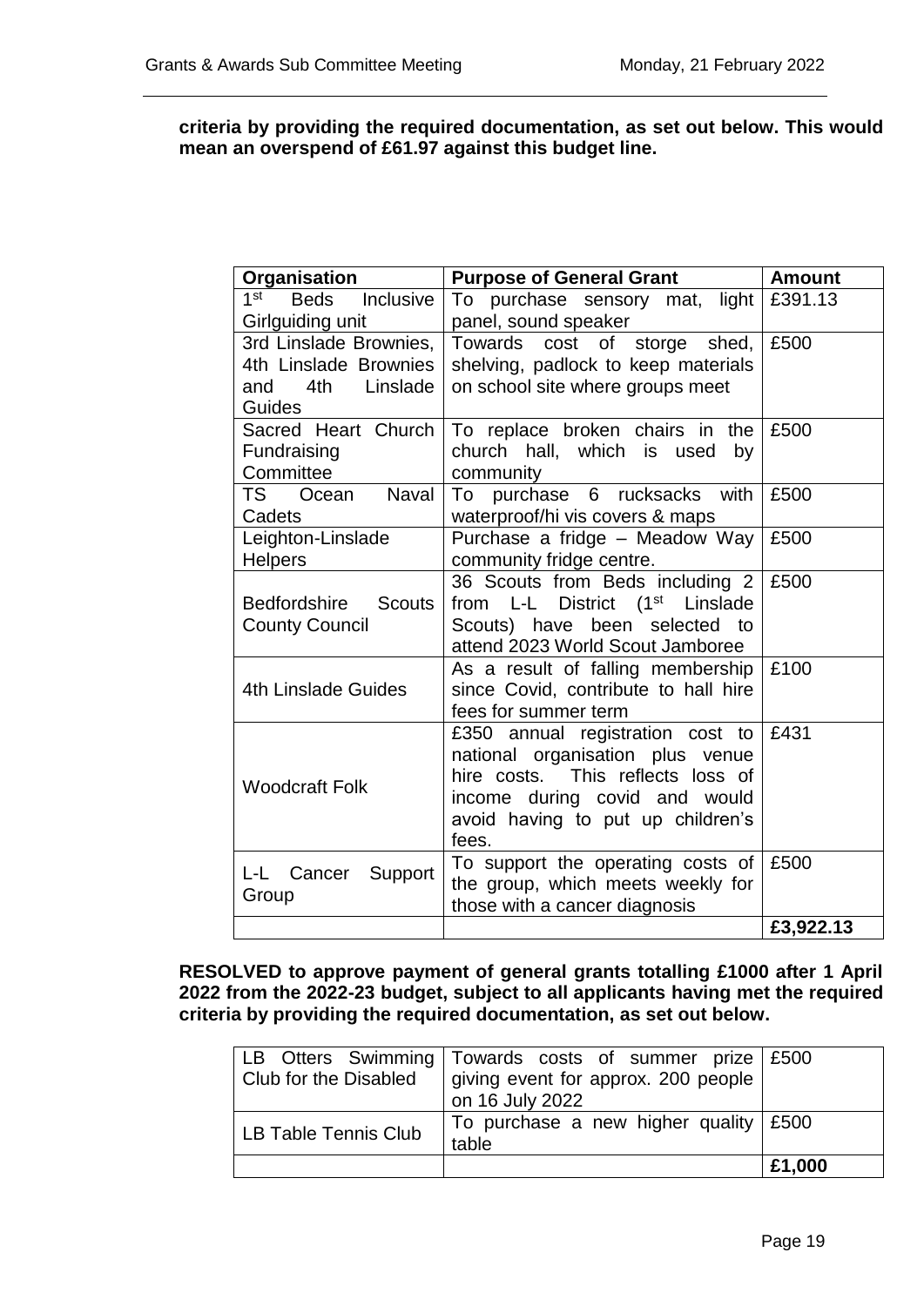**criteria by providing the required documentation, as set out below. This would mean an overspend of £61.97 against this budget line.**

| Organisation | Purpose of General Grant | Amount |
|---|---|---|
| 1st Beds Inclusive Girlguiding unit | To purchase sensory mat, light panel, sound speaker | £391.13 |
| 3rd Linslade Brownies, 4th Linslade Brownies and 4th Linslade Guides | Towards cost of storge shed, shelving, padlock to keep materials on school site where groups meet | £500 |
| Sacred Heart Church Fundraising Committee | To replace broken chairs in the church hall, which is used by community | £500 |
| TS Ocean Naval Cadets | To purchase 6 rucksacks with waterproof/hi vis covers & maps | £500 |
| Leighton-Linslade Helpers | Purchase a fridge – Meadow Way community fridge centre. | £500 |
| Bedfordshire Scouts County Council | 36 Scouts from Beds including 2 from L-L District (1st Linslade Scouts) have been selected to attend 2023 World Scout Jamboree | £500 |
| 4th Linslade Guides | As a result of falling membership since Covid, contribute to hall hire fees for summer term | £100 |
| Woodcraft Folk | £350 annual registration cost to national organisation plus venue hire costs. This reflects loss of income during covid and would avoid having to put up children's fees. | £431 |
| L-L Cancer Support Group | To support the operating costs of the group, which meets weekly for those with a cancer diagnosis | £500 |
| | | **£3,922.13** |

**RESOLVED to approve payment of general grants totalling £1000 after 1 April 2022 from the 2022-23 budget, subject to all applicants having met the required criteria by providing the required documentation, as set out below.**

| | | |
|---|---|---|
| LB Otters Swimming Club for the Disabled | Towards costs of summer prize giving event for approx. 200 people on 16 July 2022 | £500 |
| LB Table Tennis Club | To purchase a new higher quality table | £500 |
| | | **£1,000** |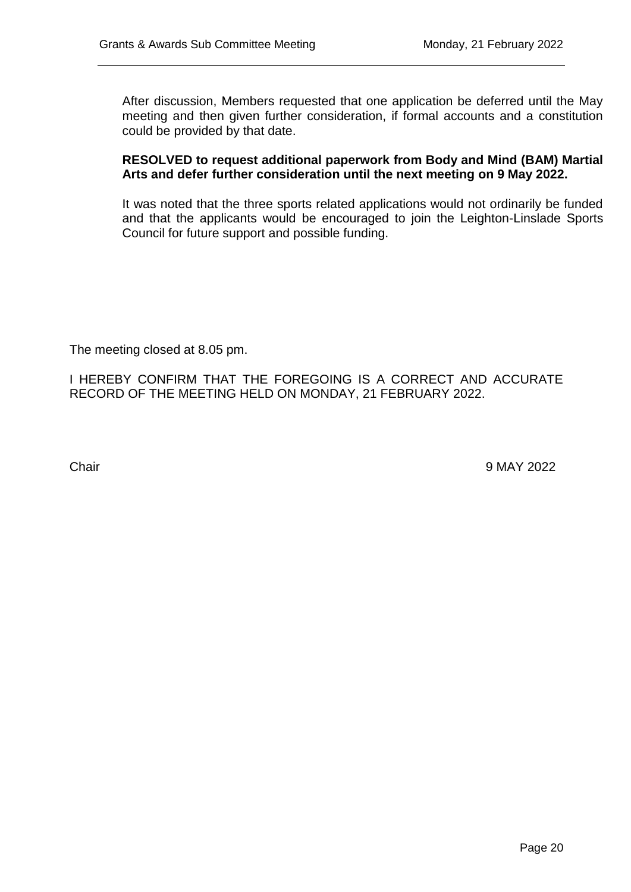After discussion, Members requested that one application be deferred until the May meeting and then given further consideration, if formal accounts and a constitution could be provided by that date.

**RESOLVED to request additional paperwork from Body and Mind (BAM) Martial Arts and defer further consideration until the next meeting on 9 May 2022.**

It was noted that the three sports related applications would not ordinarily be funded and that the applicants would be encouraged to join the Leighton-Linslade Sports Council for future support and possible funding.

The meeting closed at 8.05 pm.

I HEREBY CONFIRM THAT THE FOREGOING IS A CORRECT AND ACCURATE RECORD OF THE MEETING HELD ON MONDAY, 21 FEBRUARY 2022.

Chair 9 MAY 2022